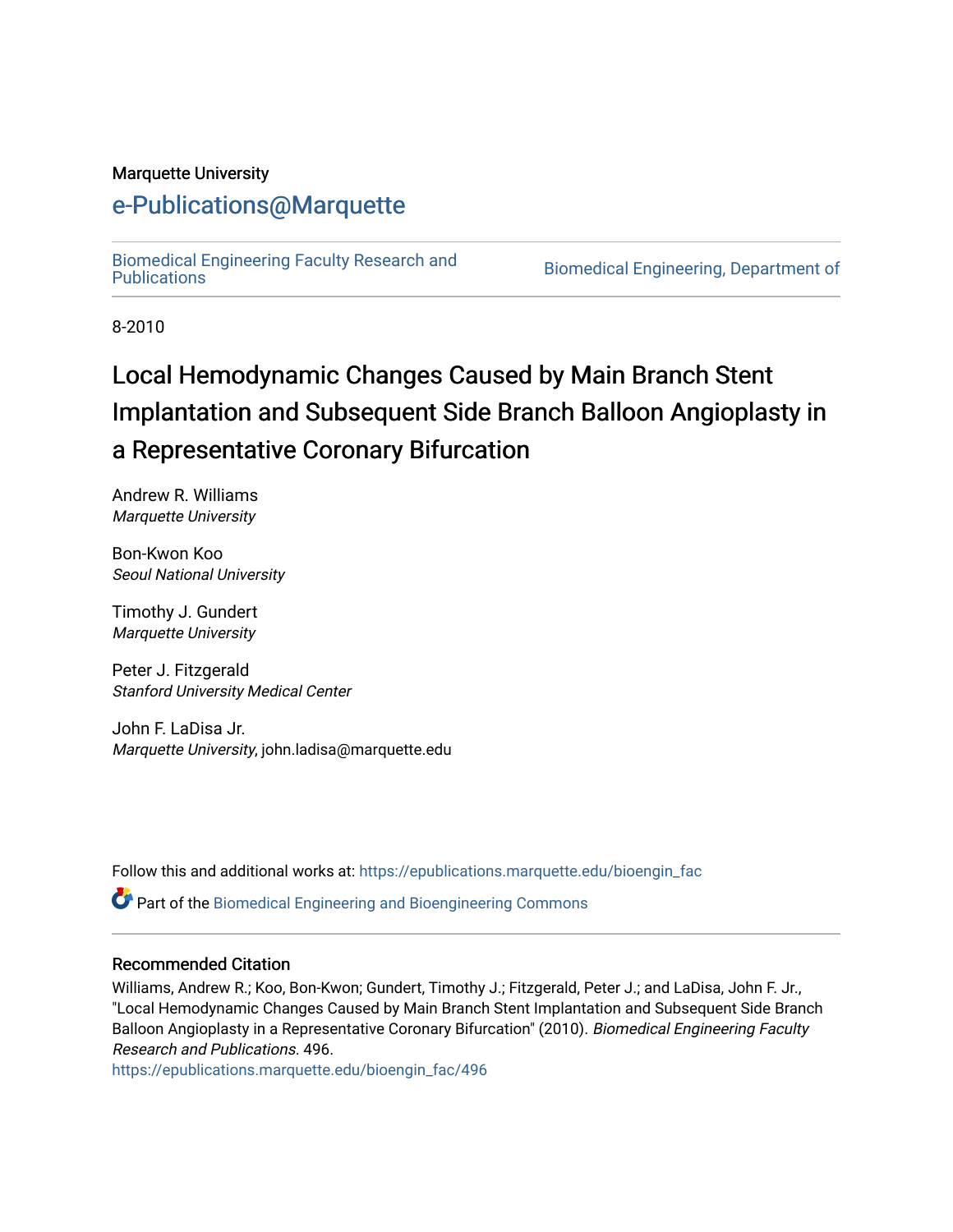Marquette University

# e-Publications@Marquette

Biomedical Engineering Faculty Research and Publications | Biomedical Engineering, Department of

8-2010

# Local Hemodynamic Changes Caused by Main Branch Stent Implantation and Subsequent Side Branch Balloon Angioplasty in a Representative Coronary Bifurcation

Andrew R. Williams
*Marquette University*

Bon-Kwon Koo
*Seoul National University*

Timothy J. Gundert
*Marquette University*

Peter J. Fitzgerald
*Stanford University Medical Center*

John F. LaDisa Jr.
*Marquette University*, john.ladisa@marquette.edu

Follow this and additional works at: https://epublications.marquette.edu/bioengin_fac

Part of the Biomedical Engineering and Bioengineering Commons

## Recommended Citation

Williams, Andrew R.; Koo, Bon-Kwon; Gundert, Timothy J.; Fitzgerald, Peter J.; and LaDisa, John F. Jr., "Local Hemodynamic Changes Caused by Main Branch Stent Implantation and Subsequent Side Branch Balloon Angioplasty in a Representative Coronary Bifurcation" (2010). *Biomedical Engineering Faculty Research and Publications*. 496.
https://epublications.marquette.edu/bioengin_fac/496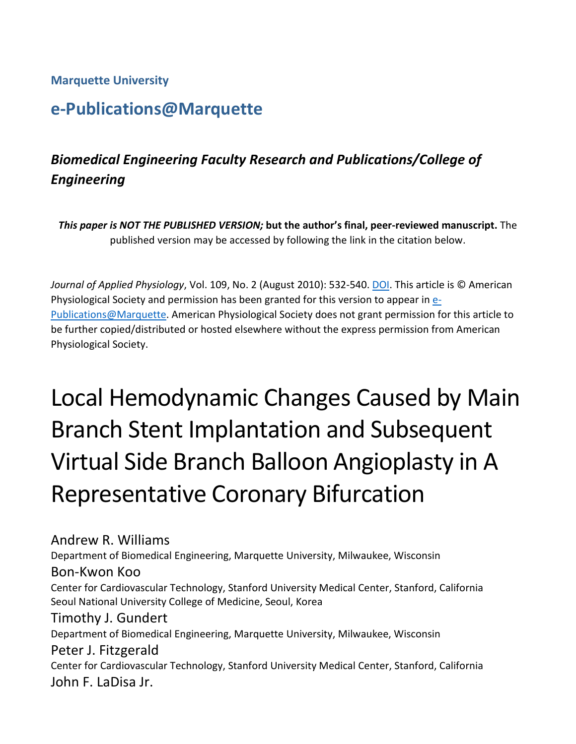**Marquette University**

## e-Publications@Marquette

### *Biomedical Engineering Faculty Research and Publications/College of Engineering*

***This paper is NOT THE PUBLISHED VERSION;* but the author's final, peer-reviewed manuscript.** The published version may be accessed by following the link in the citation below.

*Journal of Applied Physiology*, Vol. 109, No. 2 (August 2010): 532-540. DOI. This article is © American Physiological Society and permission has been granted for this version to appear in e-Publications@Marquette. American Physiological Society does not grant permission for this article to be further copied/distributed or hosted elsewhere without the express permission from American Physiological Society.

# Local Hemodynamic Changes Caused by Main Branch Stent Implantation and Subsequent Virtual Side Branch Balloon Angioplasty in A Representative Coronary Bifurcation

Andrew R. Williams
Department of Biomedical Engineering, Marquette University, Milwaukee, Wisconsin

Bon-Kwon Koo
Center for Cardiovascular Technology, Stanford University Medical Center, Stanford, California
Seoul National University College of Medicine, Seoul, Korea

Timothy J. Gundert
Department of Biomedical Engineering, Marquette University, Milwaukee, Wisconsin

Peter J. Fitzgerald
Center for Cardiovascular Technology, Stanford University Medical Center, Stanford, California

John F. LaDisa Jr.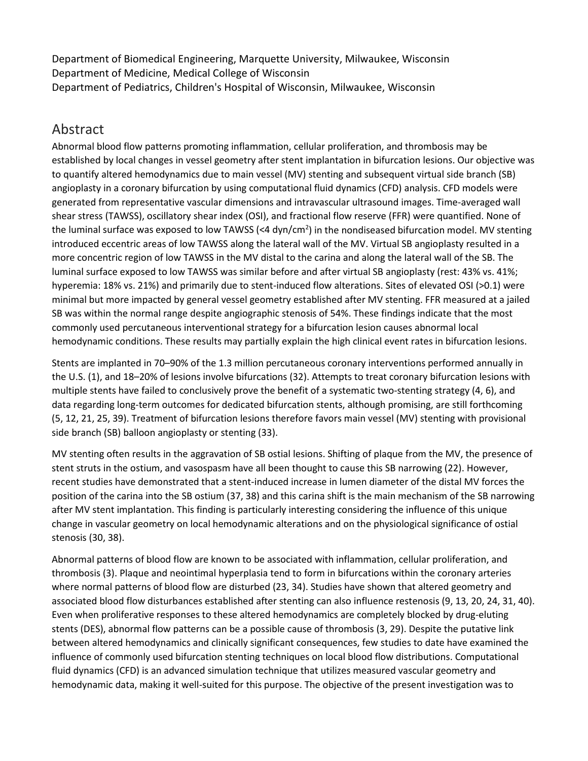Department of Biomedical Engineering, Marquette University, Milwaukee, Wisconsin
Department of Medicine, Medical College of Wisconsin
Department of Pediatrics, Children's Hospital of Wisconsin, Milwaukee, Wisconsin

## Abstract

Abnormal blood flow patterns promoting inflammation, cellular proliferation, and thrombosis may be established by local changes in vessel geometry after stent implantation in bifurcation lesions. Our objective was to quantify altered hemodynamics due to main vessel (MV) stenting and subsequent virtual side branch (SB) angioplasty in a coronary bifurcation by using computational fluid dynamics (CFD) analysis. CFD models were generated from representative vascular dimensions and intravascular ultrasound images. Time-averaged wall shear stress (TAWSS), oscillatory shear index (OSI), and fractional flow reserve (FFR) were quantified. None of the luminal surface was exposed to low TAWSS (<4 dyn/cm$^2$) in the nondiseased bifurcation model. MV stenting introduced eccentric areas of low TAWSS along the lateral wall of the MV. Virtual SB angioplasty resulted in a more concentric region of low TAWSS in the MV distal to the carina and along the lateral wall of the SB. The luminal surface exposed to low TAWSS was similar before and after virtual SB angioplasty (rest: 43% vs. 41%; hyperemia: 18% vs. 21%) and primarily due to stent-induced flow alterations. Sites of elevated OSI (>0.1) were minimal but more impacted by general vessel geometry established after MV stenting. FFR measured at a jailed SB was within the normal range despite angiographic stenosis of 54%. These findings indicate that the most commonly used percutaneous interventional strategy for a bifurcation lesion causes abnormal local hemodynamic conditions. These results may partially explain the high clinical event rates in bifurcation lesions.

Stents are implanted in 70–90% of the 1.3 million percutaneous coronary interventions performed annually in the U.S. (1), and 18–20% of lesions involve bifurcations (32). Attempts to treat coronary bifurcation lesions with multiple stents have failed to conclusively prove the benefit of a systematic two-stenting strategy (4, 6), and data regarding long-term outcomes for dedicated bifurcation stents, although promising, are still forthcoming (5, 12, 21, 25, 39). Treatment of bifurcation lesions therefore favors main vessel (MV) stenting with provisional side branch (SB) balloon angioplasty or stenting (33).

MV stenting often results in the aggravation of SB ostial lesions. Shifting of plaque from the MV, the presence of stent struts in the ostium, and vasospasm have all been thought to cause this SB narrowing (22). However, recent studies have demonstrated that a stent-induced increase in lumen diameter of the distal MV forces the position of the carina into the SB ostium (37, 38) and this carina shift is the main mechanism of the SB narrowing after MV stent implantation. This finding is particularly interesting considering the influence of this unique change in vascular geometry on local hemodynamic alterations and on the physiological significance of ostial stenosis (30, 38).

Abnormal patterns of blood flow are known to be associated with inflammation, cellular proliferation, and thrombosis (3). Plaque and neointimal hyperplasia tend to form in bifurcations within the coronary arteries where normal patterns of blood flow are disturbed (23, 34). Studies have shown that altered geometry and associated blood flow disturbances established after stenting can also influence restenosis (9, 13, 20, 24, 31, 40). Even when proliferative responses to these altered hemodynamics are completely blocked by drug-eluting stents (DES), abnormal flow patterns can be a possible cause of thrombosis (3, 29). Despite the putative link between altered hemodynamics and clinically significant consequences, few studies to date have examined the influence of commonly used bifurcation stenting techniques on local blood flow distributions. Computational fluid dynamics (CFD) is an advanced simulation technique that utilizes measured vascular geometry and hemodynamic data, making it well-suited for this purpose. The objective of the present investigation was to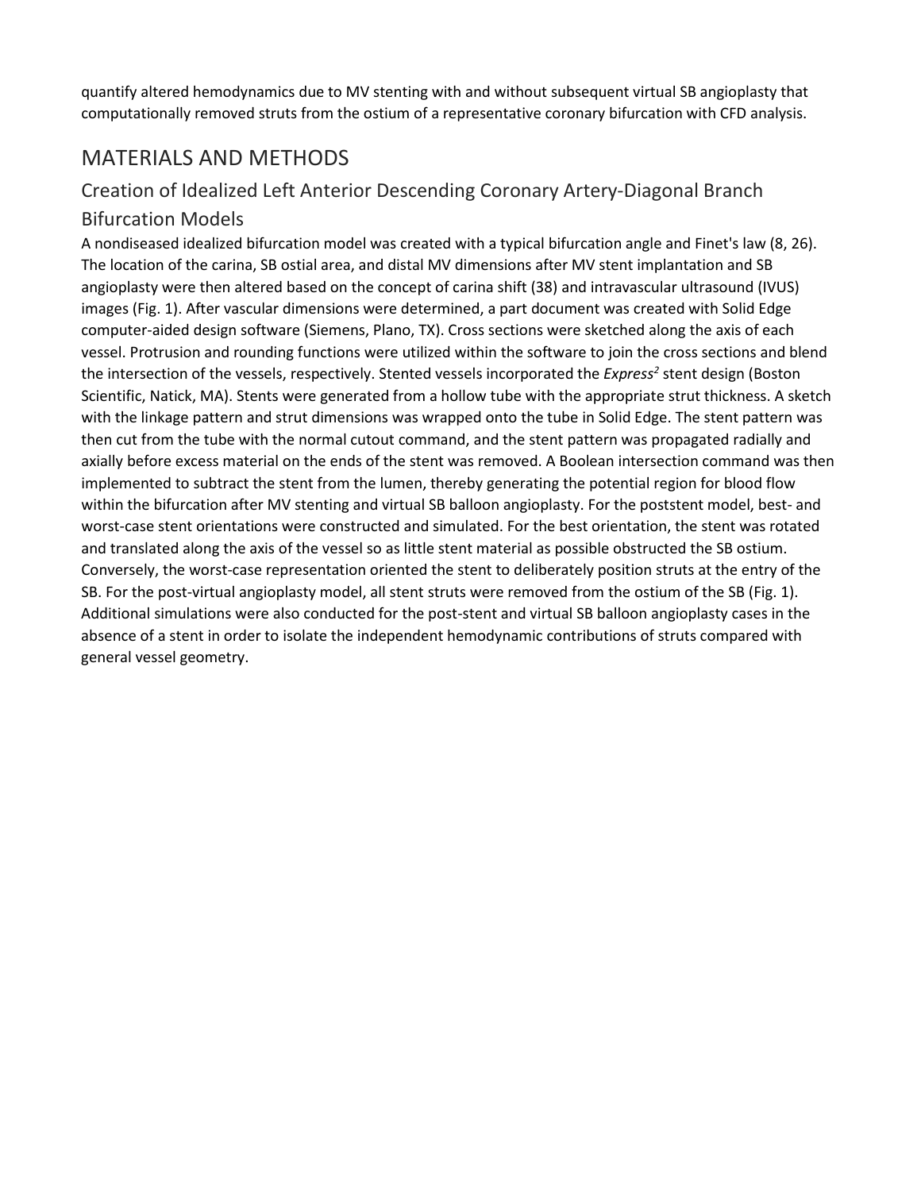quantify altered hemodynamics due to MV stenting with and without subsequent virtual SB angioplasty that computationally removed struts from the ostium of a representative coronary bifurcation with CFD analysis.

# MATERIALS AND METHODS

## Creation of Idealized Left Anterior Descending Coronary Artery-Diagonal Branch Bifurcation Models

A nondiseased idealized bifurcation model was created with a typical bifurcation angle and Finet's law (8, 26). The location of the carina, SB ostial area, and distal MV dimensions after MV stent implantation and SB angioplasty were then altered based on the concept of carina shift (38) and intravascular ultrasound (IVUS) images (Fig. 1). After vascular dimensions were determined, a part document was created with Solid Edge computer-aided design software (Siemens, Plano, TX). Cross sections were sketched along the axis of each vessel. Protrusion and rounding functions were utilized within the software to join the cross sections and blend the intersection of the vessels, respectively. Stented vessels incorporated the *Express[2]* stent design (Boston Scientific, Natick, MA). Stents were generated from a hollow tube with the appropriate strut thickness. A sketch with the linkage pattern and strut dimensions was wrapped onto the tube in Solid Edge. The stent pattern was then cut from the tube with the normal cutout command, and the stent pattern was propagated radially and axially before excess material on the ends of the stent was removed. A Boolean intersection command was then implemented to subtract the stent from the lumen, thereby generating the potential region for blood flow within the bifurcation after MV stenting and virtual SB balloon angioplasty. For the poststent model, best- and worst-case stent orientations were constructed and simulated. For the best orientation, the stent was rotated and translated along the axis of the vessel so as little stent material as possible obstructed the SB ostium. Conversely, the worst-case representation oriented the stent to deliberately position struts at the entry of the SB. For the post-virtual angioplasty model, all stent struts were removed from the ostium of the SB (Fig. 1). Additional simulations were also conducted for the post-stent and virtual SB balloon angioplasty cases in the absence of a stent in order to isolate the independent hemodynamic contributions of struts compared with general vessel geometry.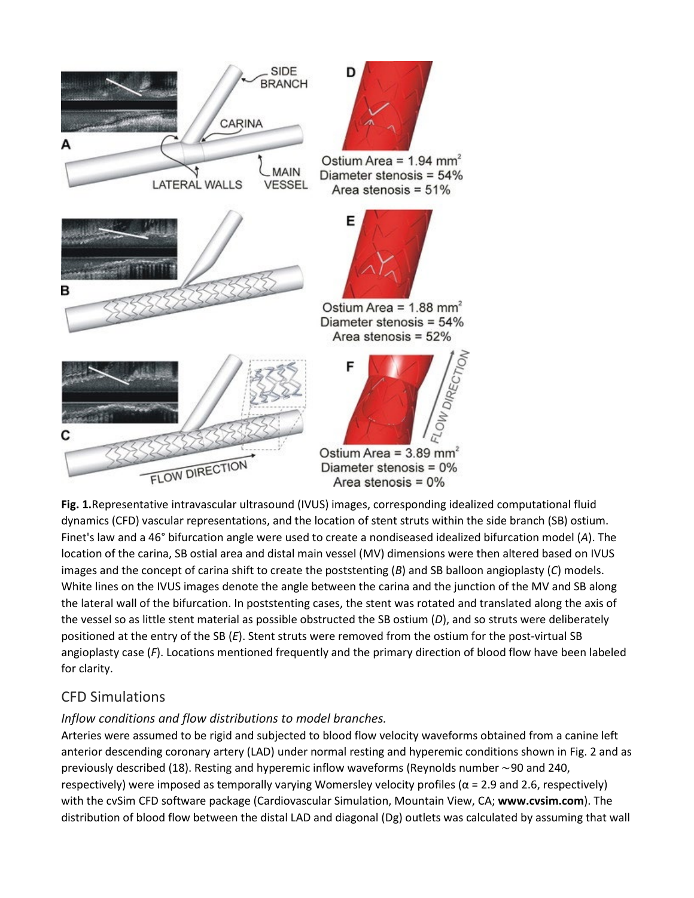**Fig. 1.** Representative intravascular ultrasound (IVUS) images, corresponding idealized computational fluid dynamics (CFD) vascular representations, and the location of stent struts within the side branch (SB) ostium. Finet's law and a 46° bifurcation angle were used to create a nondiseased idealized bifurcation model (*A*). The location of the carina, SB ostial area and distal main vessel (MV) dimensions were then altered based on IVUS images and the concept of carina shift to create the poststenting (*B*) and SB balloon angioplasty (*C*) models. White lines on the IVUS images denote the angle between the carina and the junction of the MV and SB along the lateral wall of the bifurcation. In poststenting cases, the stent was rotated and translated along the axis of the vessel so as little stent material as possible obstructed the SB ostium (*D*), and so struts were deliberately positioned at the entry of the SB (*E*). Stent struts were removed from the ostium for the post-virtual SB angioplasty case (*F*). Locations mentioned frequently and the primary direction of blood flow have been labeled for clarity.

## CFD Simulations

### *Inflow conditions and flow distributions to model branches.*

Arteries were assumed to be rigid and subjected to blood flow velocity waveforms obtained from a canine left anterior descending coronary artery (LAD) under normal resting and hyperemic conditions shown in Fig. 2 and as previously described (18). Resting and hyperemic inflow waveforms (Reynolds number ∼90 and 240, respectively) were imposed as temporally varying Womersley velocity profiles ($\alpha$ = 2.9 and 2.6, respectively) with the cvSim CFD software package (Cardiovascular Simulation, Mountain View, CA; **www.cvsim.com**). The distribution of blood flow between the distal LAD and diagonal (Dg) outlets was calculated by assuming that wall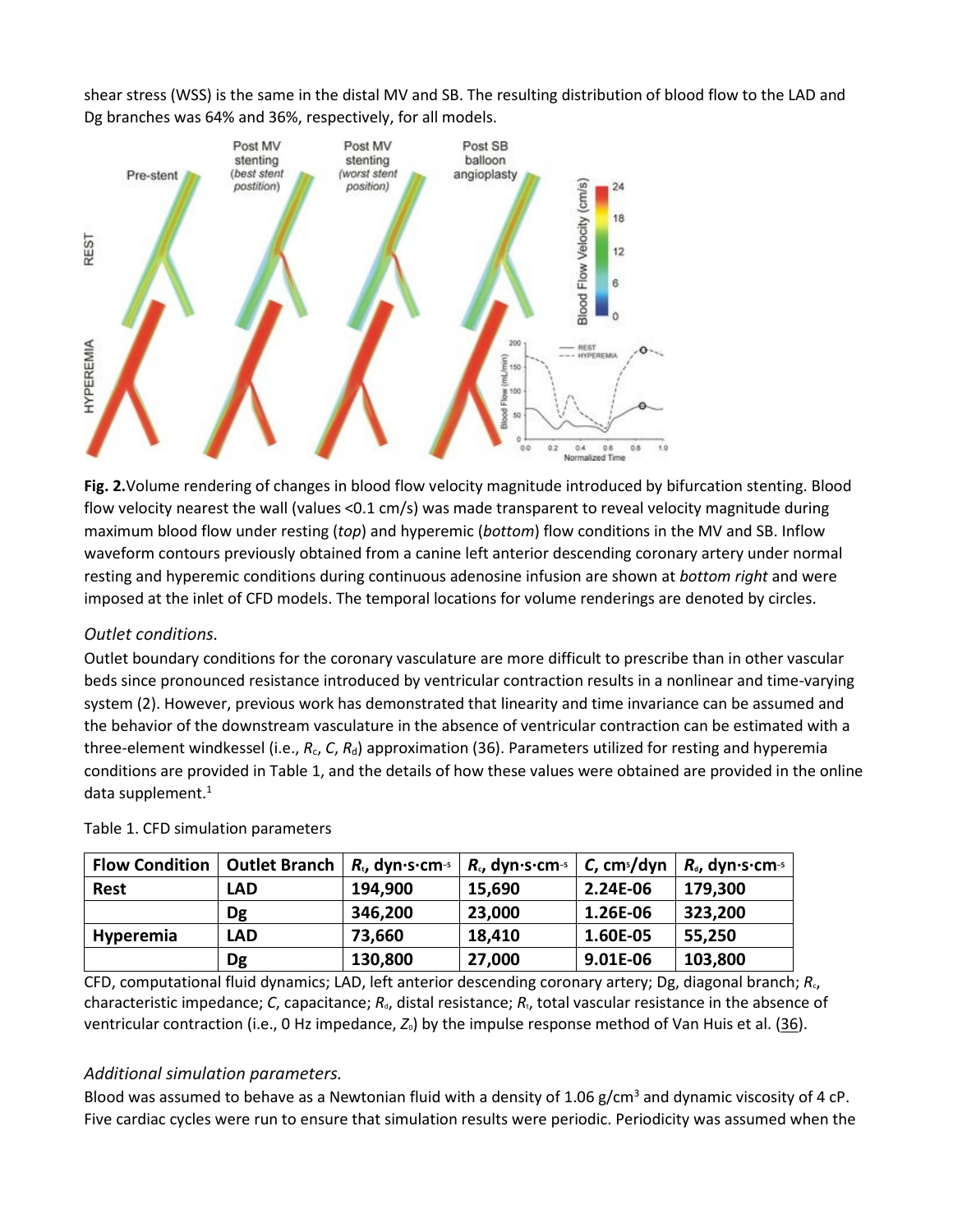shear stress (WSS) is the same in the distal MV and SB. The resulting distribution of blood flow to the LAD and Dg branches was 64% and 36%, respectively, for all models.

**Fig. 2.**Volume rendering of changes in blood flow velocity magnitude introduced by bifurcation stenting. Blood flow velocity nearest the wall (values <0.1 cm/s) was made transparent to reveal velocity magnitude during maximum blood flow under resting (*top*) and hyperemic (*bottom*) flow conditions in the MV and SB. Inflow waveform contours previously obtained from a canine left anterior descending coronary artery under normal resting and hyperemic conditions during continuous adenosine infusion are shown at *bottom right* and were imposed at the inlet of CFD models. The temporal locations for volume renderings are denoted by circles.

### *Outlet conditions.*

Outlet boundary conditions for the coronary vasculature are more difficult to prescribe than in other vascular beds since pronounced resistance introduced by ventricular contraction results in a nonlinear and time-varying system (2). However, previous work has demonstrated that linearity and time invariance can be assumed and the behavior of the downstream vasculature in the absence of ventricular contraction can be estimated with a three-element windkessel (i.e., $R_c$, $C$, $R_d$) approximation (36). Parameters utilized for resting and hyperemia conditions are provided in Table 1, and the details of how these values were obtained are provided in the online data supplement.[1]

Table 1. CFD simulation parameters

| Flow Condition | Outlet Branch | $R_t$, dyn·s·cm$^{-5}$ | $R_c$, dyn·s·cm$^{-5}$ | $C$, cm$^5$/dyn | $R_d$, dyn·s·cm$^{-5}$ |
|---|---|---|---|---|---|
| **Rest** | **LAD** | **194,900** | **15,690** | **2.24E-06** | **179,300** |
| | **Dg** | **346,200** | **23,000** | **1.26E-06** | **323,200** |
| **Hyperemia** | **LAD** | **73,660** | **18,410** | **1.60E-05** | **55,250** |
| | **Dg** | **130,800** | **27,000** | **9.01E-06** | **103,800** |

CFD, computational fluid dynamics; LAD, left anterior descending coronary artery; Dg, diagonal branch; $R_c$, characteristic impedance; $C$, capacitance; $R_d$, distal resistance; $R_t$, total vascular resistance in the absence of ventricular contraction (i.e., 0 Hz impedance, $Z_0$) by the impulse response method of Van Huis et al. (36).

### *Additional simulation parameters.*

Blood was assumed to behave as a Newtonian fluid with a density of 1.06 g/cm$^3$ and dynamic viscosity of 4 cP. Five cardiac cycles were run to ensure that simulation results were periodic. Periodicity was assumed when the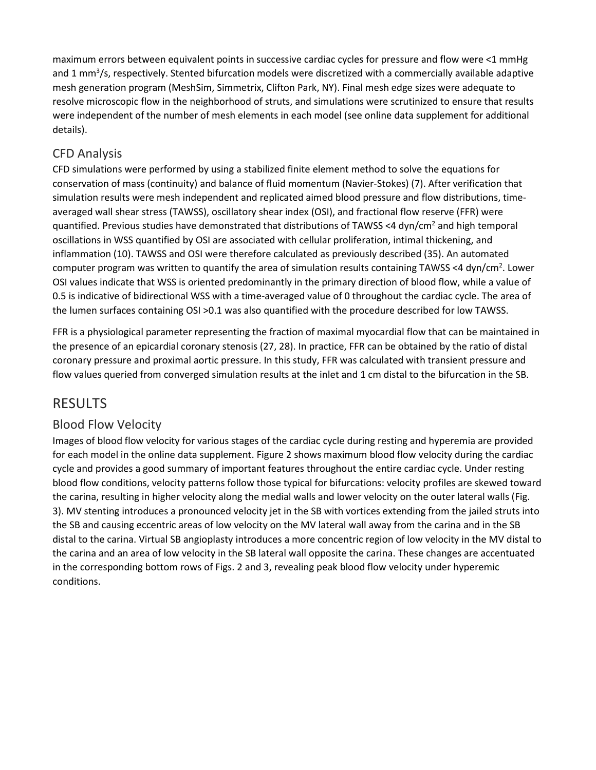maximum errors between equivalent points in successive cardiac cycles for pressure and flow were <1 mmHg and 1 $mm^3/s$, respectively. Stented bifurcation models were discretized with a commercially available adaptive mesh generation program (MeshSim, Simmetrix, Clifton Park, NY). Final mesh edge sizes were adequate to resolve microscopic flow in the neighborhood of struts, and simulations were scrutinized to ensure that results were independent of the number of mesh elements in each model (see online data supplement for additional details).

## CFD Analysis

CFD simulations were performed by using a stabilized finite element method to solve the equations for conservation of mass (continuity) and balance of fluid momentum (Navier-Stokes) (7). After verification that simulation results were mesh independent and replicated aimed blood pressure and flow distributions, time-averaged wall shear stress (TAWSS), oscillatory shear index (OSI), and fractional flow reserve (FFR) were quantified. Previous studies have demonstrated that distributions of TAWSS <4 $dyn/cm^2$ and high temporal oscillations in WSS quantified by OSI are associated with cellular proliferation, intimal thickening, and inflammation (10). TAWSS and OSI were therefore calculated as previously described (35). An automated computer program was written to quantify the area of simulation results containing TAWSS <4 $dyn/cm^2$. Lower OSI values indicate that WSS is oriented predominantly in the primary direction of blood flow, while a value of 0.5 is indicative of bidirectional WSS with a time-averaged value of 0 throughout the cardiac cycle. The area of the lumen surfaces containing OSI >0.1 was also quantified with the procedure described for low TAWSS.

FFR is a physiological parameter representing the fraction of maximal myocardial flow that can be maintained in the presence of an epicardial coronary stenosis (27, 28). In practice, FFR can be obtained by the ratio of distal coronary pressure and proximal aortic pressure. In this study, FFR was calculated with transient pressure and flow values queried from converged simulation results at the inlet and 1 cm distal to the bifurcation in the SB.

# RESULTS

## Blood Flow Velocity

Images of blood flow velocity for various stages of the cardiac cycle during resting and hyperemia are provided for each model in the online data supplement. Figure 2 shows maximum blood flow velocity during the cardiac cycle and provides a good summary of important features throughout the entire cardiac cycle. Under resting blood flow conditions, velocity patterns follow those typical for bifurcations: velocity profiles are skewed toward the carina, resulting in higher velocity along the medial walls and lower velocity on the outer lateral walls (Fig. 3). MV stenting introduces a pronounced velocity jet in the SB with vortices extending from the jailed struts into the SB and causing eccentric areas of low velocity on the MV lateral wall away from the carina and in the SB distal to the carina. Virtual SB angioplasty introduces a more concentric region of low velocity in the MV distal to the carina and an area of low velocity in the SB lateral wall opposite the carina. These changes are accentuated in the corresponding bottom rows of Figs. 2 and 3, revealing peak blood flow velocity under hyperemic conditions.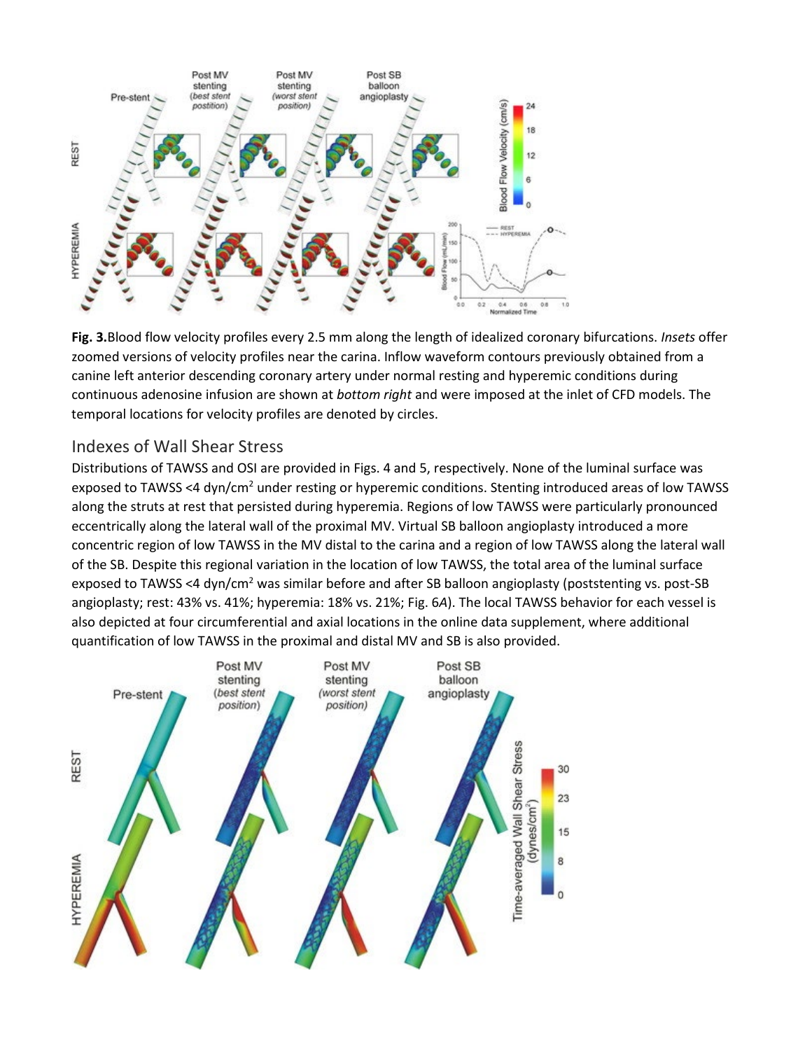**Fig. 3.** Blood flow velocity profiles every 2.5 mm along the length of idealized coronary bifurcations. *Insets* offer zoomed versions of velocity profiles near the carina. Inflow waveform contours previously obtained from a canine left anterior descending coronary artery under normal resting and hyperemic conditions during continuous adenosine infusion are shown at *bottom right* and were imposed at the inlet of CFD models. The temporal locations for velocity profiles are denoted by circles.

## Indexes of Wall Shear Stress

Distributions of TAWSS and OSI are provided in Figs. 4 and 5, respectively. None of the luminal surface was exposed to TAWSS <4 dyn/cm$^2$ under resting or hyperemic conditions. Stenting introduced areas of low TAWSS along the struts at rest that persisted during hyperemia. Regions of low TAWSS were particularly pronounced eccentrically along the lateral wall of the proximal MV. Virtual SB balloon angioplasty introduced a more concentric region of low TAWSS in the MV distal to the carina and a region of low TAWSS along the lateral wall of the SB. Despite this regional variation in the location of low TAWSS, the total area of the luminal surface exposed to TAWSS <4 dyn/cm$^2$ was similar before and after SB balloon angioplasty (poststenting vs. post-SB angioplasty; rest: 43% vs. 41%; hyperemia: 18% vs. 21%; Fig. 6*A*). The local TAWSS behavior for each vessel is also depicted at four circumferential and axial locations in the online data supplement, where additional quantification of low TAWSS in the proximal and distal MV and SB is also provided.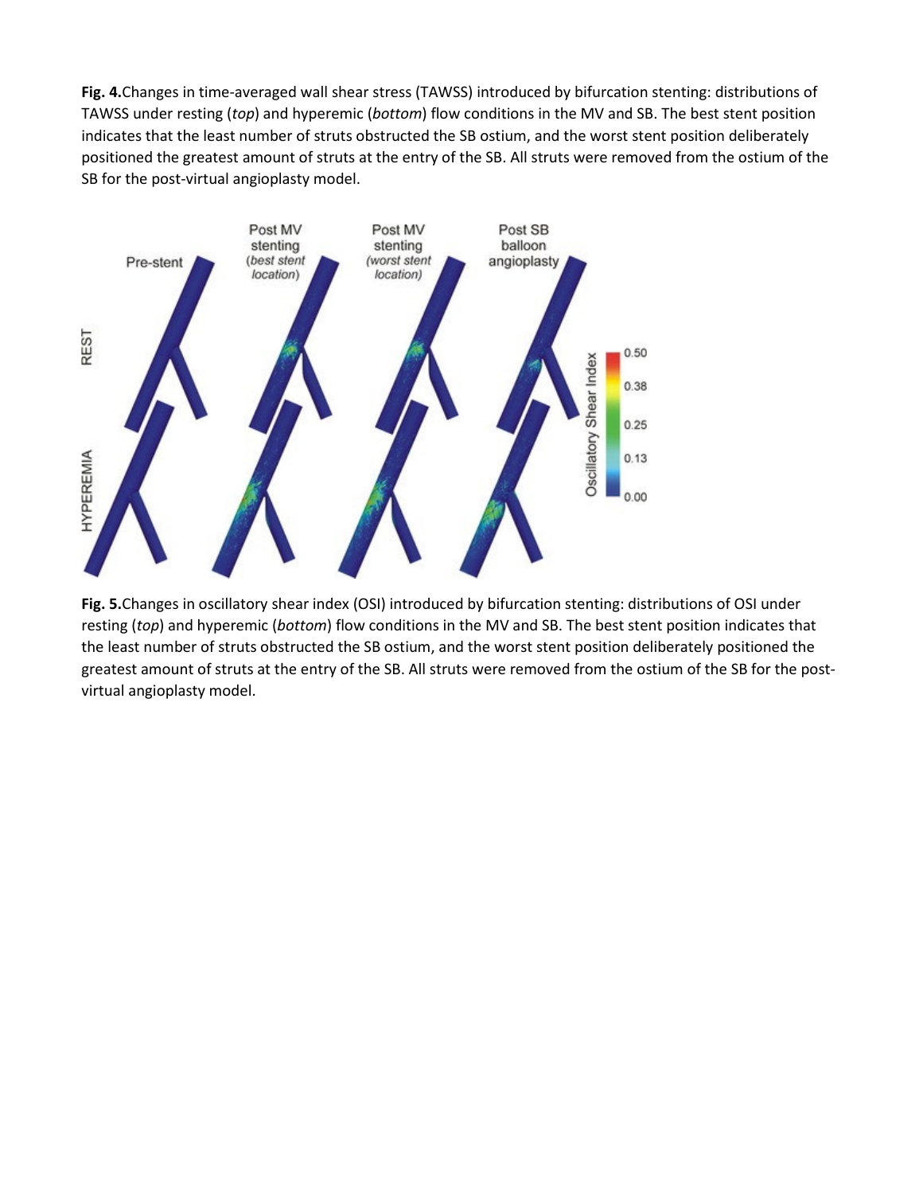**Fig. 4.** Changes in time-averaged wall shear stress (TAWSS) introduced by bifurcation stenting: distributions of TAWSS under resting (*top*) and hyperemic (*bottom*) flow conditions in the MV and SB. The best stent position indicates that the least number of struts obstructed the SB ostium, and the worst stent position deliberately positioned the greatest amount of struts at the entry of the SB. All struts were removed from the ostium of the SB for the post-virtual angioplasty model.

**Fig. 5.** Changes in oscillatory shear index (OSI) introduced by bifurcation stenting: distributions of OSI under resting (*top*) and hyperemic (*bottom*) flow conditions in the MV and SB. The best stent position indicates that the least number of struts obstructed the SB ostium, and the worst stent position deliberately positioned the greatest amount of struts at the entry of the SB. All struts were removed from the ostium of the SB for the post-virtual angioplasty model.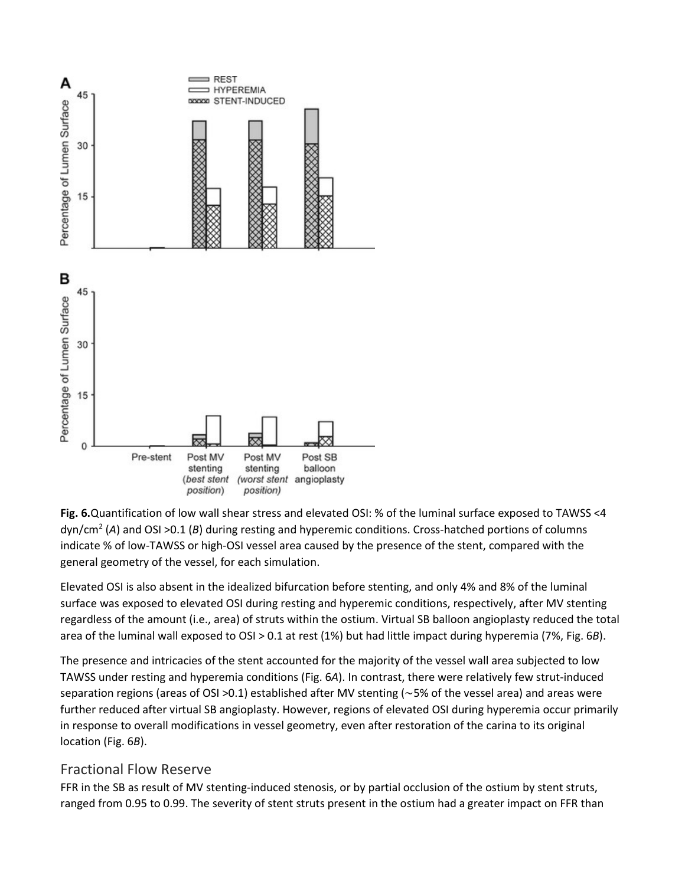**Fig. 6.** Quantification of low wall shear stress and elevated OSI: % of the luminal surface exposed to TAWSS <4 dyn/cm$^2$ (*A*) and OSI >0.1 (*B*) during resting and hyperemic conditions. Cross-hatched portions of columns indicate % of low-TAWSS or high-OSI vessel area caused by the presence of the stent, compared with the general geometry of the vessel, for each simulation.

Elevated OSI is also absent in the idealized bifurcation before stenting, and only 4% and 8% of the luminal surface was exposed to elevated OSI during resting and hyperemic conditions, respectively, after MV stenting regardless of the amount (i.e., area) of struts within the ostium. Virtual SB balloon angioplasty reduced the total area of the luminal wall exposed to OSI > 0.1 at rest (1%) but had little impact during hyperemia (7%, Fig. 6*B*).

The presence and intricacies of the stent accounted for the majority of the vessel wall area subjected to low TAWSS under resting and hyperemia conditions (Fig. 6*A*). In contrast, there were relatively few strut-induced separation regions (areas of OSI >0.1) established after MV stenting (∼5% of the vessel area) and areas were further reduced after virtual SB angioplasty. However, regions of elevated OSI during hyperemia occur primarily in response to overall modifications in vessel geometry, even after restoration of the carina to its original location (Fig. 6*B*).

## Fractional Flow Reserve

FFR in the SB as result of MV stenting-induced stenosis, or by partial occlusion of the ostium by stent struts, ranged from 0.95 to 0.99. The severity of stent struts present in the ostium had a greater impact on FFR than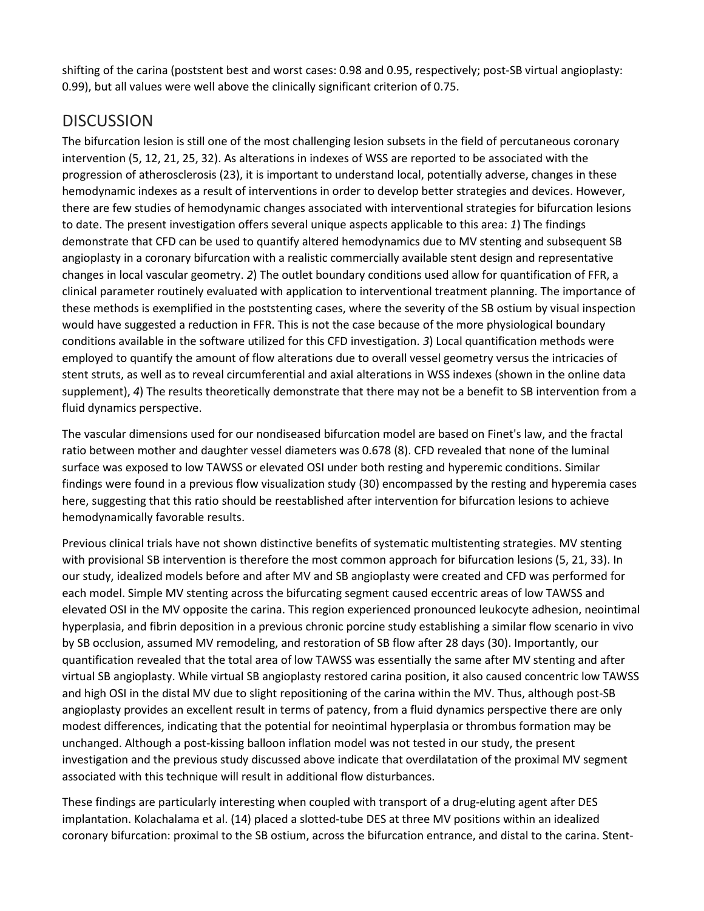shifting of the carina (poststent best and worst cases: 0.98 and 0.95, respectively; post-SB virtual angioplasty: 0.99), but all values were well above the clinically significant criterion of 0.75.

## DISCUSSION

The bifurcation lesion is still one of the most challenging lesion subsets in the field of percutaneous coronary intervention (5, 12, 21, 25, 32). As alterations in indexes of WSS are reported to be associated with the progression of atherosclerosis (23), it is important to understand local, potentially adverse, changes in these hemodynamic indexes as a result of interventions in order to develop better strategies and devices. However, there are few studies of hemodynamic changes associated with interventional strategies for bifurcation lesions to date. The present investigation offers several unique aspects applicable to this area: *1*) The findings demonstrate that CFD can be used to quantify altered hemodynamics due to MV stenting and subsequent SB angioplasty in a coronary bifurcation with a realistic commercially available stent design and representative changes in local vascular geometry. *2*) The outlet boundary conditions used allow for quantification of FFR, a clinical parameter routinely evaluated with application to interventional treatment planning. The importance of these methods is exemplified in the poststenting cases, where the severity of the SB ostium by visual inspection would have suggested a reduction in FFR. This is not the case because of the more physiological boundary conditions available in the software utilized for this CFD investigation. *3*) Local quantification methods were employed to quantify the amount of flow alterations due to overall vessel geometry versus the intricacies of stent struts, as well as to reveal circumferential and axial alterations in WSS indexes (shown in the online data supplement), *4*) The results theoretically demonstrate that there may not be a benefit to SB intervention from a fluid dynamics perspective.

The vascular dimensions used for our nondiseased bifurcation model are based on Finet's law, and the fractal ratio between mother and daughter vessel diameters was 0.678 (8). CFD revealed that none of the luminal surface was exposed to low TAWSS or elevated OSI under both resting and hyperemic conditions. Similar findings were found in a previous flow visualization study (30) encompassed by the resting and hyperemia cases here, suggesting that this ratio should be reestablished after intervention for bifurcation lesions to achieve hemodynamically favorable results.

Previous clinical trials have not shown distinctive benefits of systematic multistenting strategies. MV stenting with provisional SB intervention is therefore the most common approach for bifurcation lesions (5, 21, 33). In our study, idealized models before and after MV and SB angioplasty were created and CFD was performed for each model. Simple MV stenting across the bifurcating segment caused eccentric areas of low TAWSS and elevated OSI in the MV opposite the carina. This region experienced pronounced leukocyte adhesion, neointimal hyperplasia, and fibrin deposition in a previous chronic porcine study establishing a similar flow scenario in vivo by SB occlusion, assumed MV remodeling, and restoration of SB flow after 28 days (30). Importantly, our quantification revealed that the total area of low TAWSS was essentially the same after MV stenting and after virtual SB angioplasty. While virtual SB angioplasty restored carina position, it also caused concentric low TAWSS and high OSI in the distal MV due to slight repositioning of the carina within the MV. Thus, although post-SB angioplasty provides an excellent result in terms of patency, from a fluid dynamics perspective there are only modest differences, indicating that the potential for neointimal hyperplasia or thrombus formation may be unchanged. Although a post-kissing balloon inflation model was not tested in our study, the present investigation and the previous study discussed above indicate that overdilatation of the proximal MV segment associated with this technique will result in additional flow disturbances.

These findings are particularly interesting when coupled with transport of a drug-eluting agent after DES implantation. Kolachalama et al. (14) placed a slotted-tube DES at three MV positions within an idealized coronary bifurcation: proximal to the SB ostium, across the bifurcation entrance, and distal to the carina. Stent-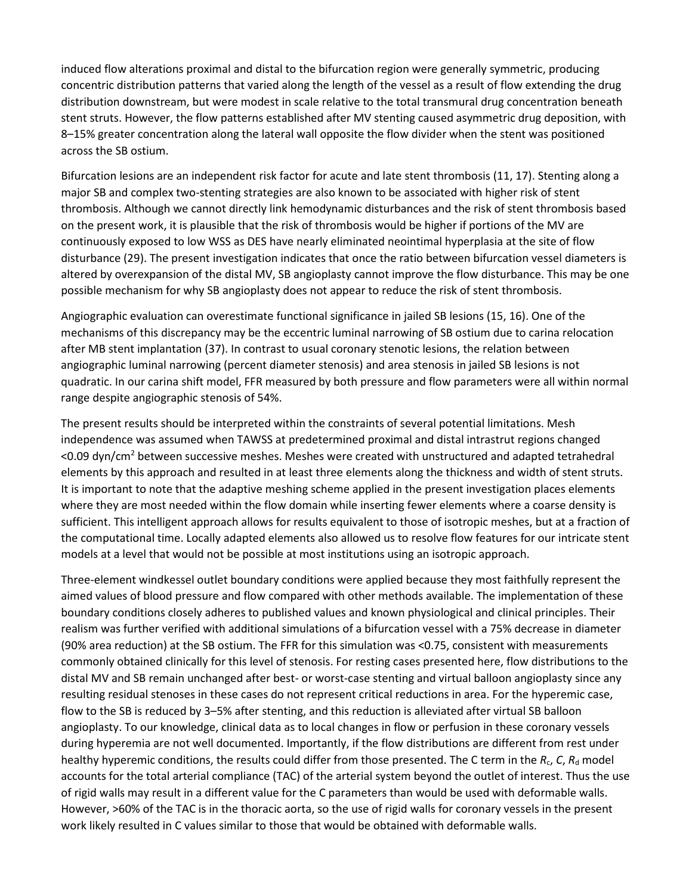induced flow alterations proximal and distal to the bifurcation region were generally symmetric, producing concentric distribution patterns that varied along the length of the vessel as a result of flow extending the drug distribution downstream, but were modest in scale relative to the total transmural drug concentration beneath stent struts. However, the flow patterns established after MV stenting caused asymmetric drug deposition, with 8–15% greater concentration along the lateral wall opposite the flow divider when the stent was positioned across the SB ostium.

Bifurcation lesions are an independent risk factor for acute and late stent thrombosis (11, 17). Stenting along a major SB and complex two-stenting strategies are also known to be associated with higher risk of stent thrombosis. Although we cannot directly link hemodynamic disturbances and the risk of stent thrombosis based on the present work, it is plausible that the risk of thrombosis would be higher if portions of the MV are continuously exposed to low WSS as DES have nearly eliminated neointimal hyperplasia at the site of flow disturbance (29). The present investigation indicates that once the ratio between bifurcation vessel diameters is altered by overexpansion of the distal MV, SB angioplasty cannot improve the flow disturbance. This may be one possible mechanism for why SB angioplasty does not appear to reduce the risk of stent thrombosis.

Angiographic evaluation can overestimate functional significance in jailed SB lesions (15, 16). One of the mechanisms of this discrepancy may be the eccentric luminal narrowing of SB ostium due to carina relocation after MB stent implantation (37). In contrast to usual coronary stenotic lesions, the relation between angiographic luminal narrowing (percent diameter stenosis) and area stenosis in jailed SB lesions is not quadratic. In our carina shift model, FFR measured by both pressure and flow parameters were all within normal range despite angiographic stenosis of 54%.

The present results should be interpreted within the constraints of several potential limitations. Mesh independence was assumed when TAWSS at predetermined proximal and distal intrastrut regions changed <0.09 dyn/cm$^2$ between successive meshes. Meshes were created with unstructured and adapted tetrahedral elements by this approach and resulted in at least three elements along the thickness and width of stent struts. It is important to note that the adaptive meshing scheme applied in the present investigation places elements where they are most needed within the flow domain while inserting fewer elements where a coarse density is sufficient. This intelligent approach allows for results equivalent to those of isotropic meshes, but at a fraction of the computational time. Locally adapted elements also allowed us to resolve flow features for our intricate stent models at a level that would not be possible at most institutions using an isotropic approach.

Three-element windkessel outlet boundary conditions were applied because they most faithfully represent the aimed values of blood pressure and flow compared with other methods available. The implementation of these boundary conditions closely adheres to published values and known physiological and clinical principles. Their realism was further verified with additional simulations of a bifurcation vessel with a 75% decrease in diameter (90% area reduction) at the SB ostium. The FFR for this simulation was <0.75, consistent with measurements commonly obtained clinically for this level of stenosis. For resting cases presented here, flow distributions to the distal MV and SB remain unchanged after best- or worst-case stenting and virtual balloon angioplasty since any resulting residual stenoses in these cases do not represent critical reductions in area. For the hyperemic case, flow to the SB is reduced by 3–5% after stenting, and this reduction is alleviated after virtual SB balloon angioplasty. To our knowledge, clinical data as to local changes in flow or perfusion in these coronary vessels during hyperemia are not well documented. Importantly, if the flow distributions are different from rest under healthy hyperemic conditions, the results could differ from those presented. The C term in the $R_c$, $C$, $R_d$ model accounts for the total arterial compliance (TAC) of the arterial system beyond the outlet of interest. Thus the use of rigid walls may result in a different value for the C parameters than would be used with deformable walls. However, >60% of the TAC is in the thoracic aorta, so the use of rigid walls for coronary vessels in the present work likely resulted in C values similar to those that would be obtained with deformable walls.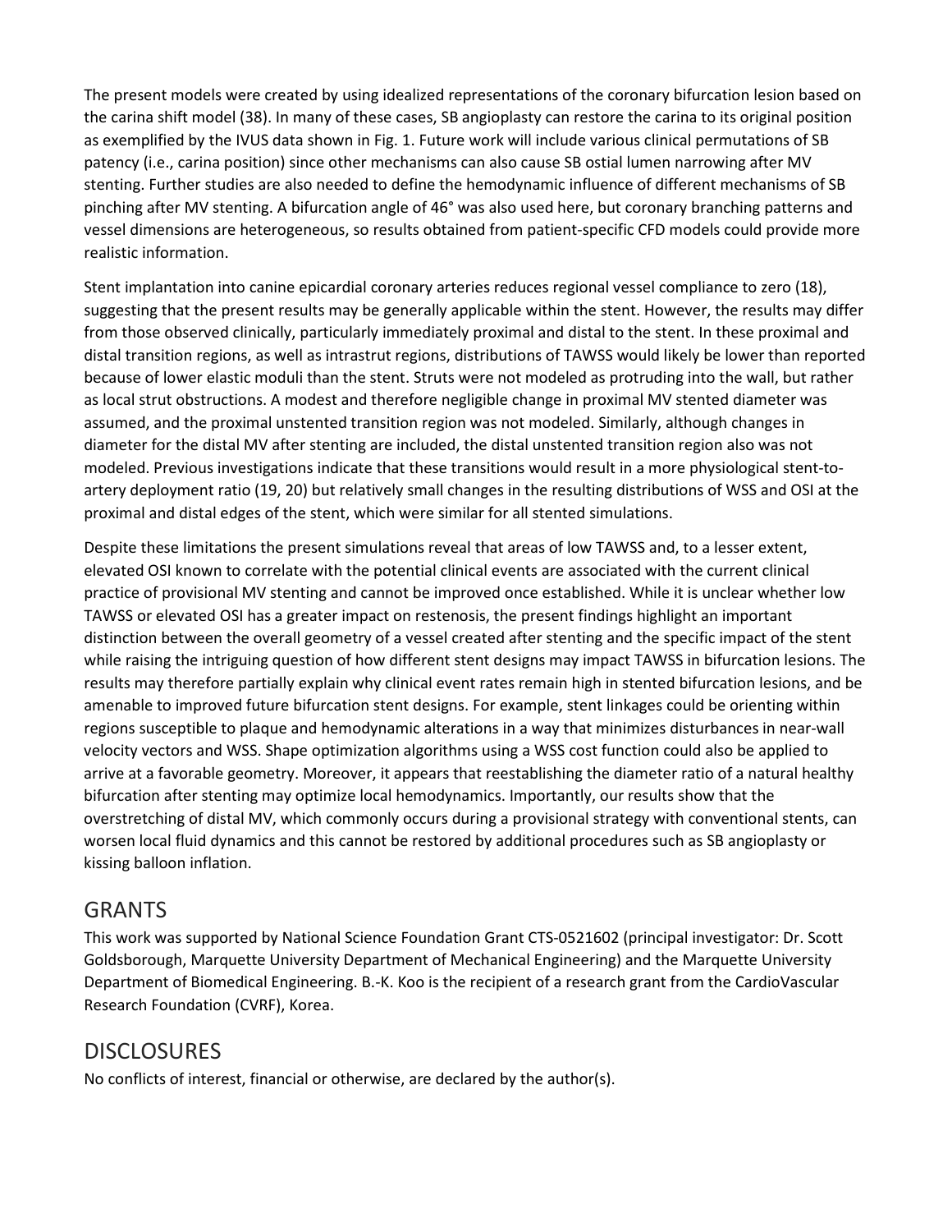The present models were created by using idealized representations of the coronary bifurcation lesion based on the carina shift model (38). In many of these cases, SB angioplasty can restore the carina to its original position as exemplified by the IVUS data shown in Fig. 1. Future work will include various clinical permutations of SB patency (i.e., carina position) since other mechanisms can also cause SB ostial lumen narrowing after MV stenting. Further studies are also needed to define the hemodynamic influence of different mechanisms of SB pinching after MV stenting. A bifurcation angle of 46° was also used here, but coronary branching patterns and vessel dimensions are heterogeneous, so results obtained from patient-specific CFD models could provide more realistic information.

Stent implantation into canine epicardial coronary arteries reduces regional vessel compliance to zero (18), suggesting that the present results may be generally applicable within the stent. However, the results may differ from those observed clinically, particularly immediately proximal and distal to the stent. In these proximal and distal transition regions, as well as intrastrut regions, distributions of TAWSS would likely be lower than reported because of lower elastic moduli than the stent. Struts were not modeled as protruding into the wall, but rather as local strut obstructions. A modest and therefore negligible change in proximal MV stented diameter was assumed, and the proximal unstented transition region was not modeled. Similarly, although changes in diameter for the distal MV after stenting are included, the distal unstented transition region also was not modeled. Previous investigations indicate that these transitions would result in a more physiological stent-to-artery deployment ratio (19, 20) but relatively small changes in the resulting distributions of WSS and OSI at the proximal and distal edges of the stent, which were similar for all stented simulations.

Despite these limitations the present simulations reveal that areas of low TAWSS and, to a lesser extent, elevated OSI known to correlate with the potential clinical events are associated with the current clinical practice of provisional MV stenting and cannot be improved once established. While it is unclear whether low TAWSS or elevated OSI has a greater impact on restenosis, the present findings highlight an important distinction between the overall geometry of a vessel created after stenting and the specific impact of the stent while raising the intriguing question of how different stent designs may impact TAWSS in bifurcation lesions. The results may therefore partially explain why clinical event rates remain high in stented bifurcation lesions, and be amenable to improved future bifurcation stent designs. For example, stent linkages could be orienting within regions susceptible to plaque and hemodynamic alterations in a way that minimizes disturbances in near-wall velocity vectors and WSS. Shape optimization algorithms using a WSS cost function could also be applied to arrive at a favorable geometry. Moreover, it appears that reestablishing the diameter ratio of a natural healthy bifurcation after stenting may optimize local hemodynamics. Importantly, our results show that the overstretching of distal MV, which commonly occurs during a provisional strategy with conventional stents, can worsen local fluid dynamics and this cannot be restored by additional procedures such as SB angioplasty or kissing balloon inflation.

## GRANTS

This work was supported by National Science Foundation Grant CTS-0521602 (principal investigator: Dr. Scott Goldsborough, Marquette University Department of Mechanical Engineering) and the Marquette University Department of Biomedical Engineering. B.-K. Koo is the recipient of a research grant from the CardioVascular Research Foundation (CVRF), Korea.

## DISCLOSURES

No conflicts of interest, financial or otherwise, are declared by the author(s).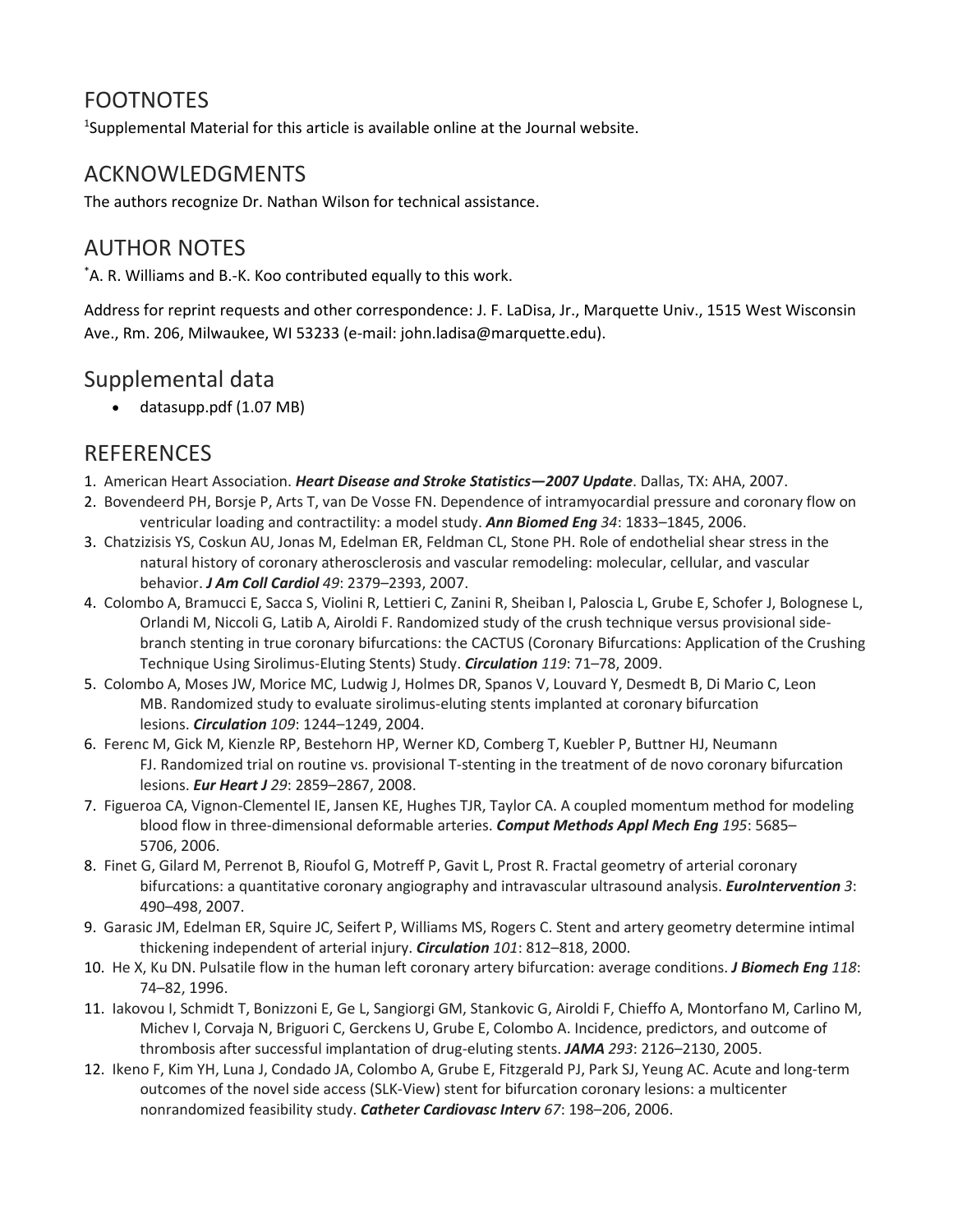## FOOTNOTES

[1]Supplemental Material for this article is available online at the Journal website.

## ACKNOWLEDGMENTS

The authors recognize Dr. Nathan Wilson for technical assistance.

## AUTHOR NOTES

[*]A. R. Williams and B.-K. Koo contributed equally to this work.

Address for reprint requests and other correspondence: J. F. LaDisa, Jr., Marquette Univ., 1515 West Wisconsin Ave., Rm. 206, Milwaukee, WI 53233 (e-mail: john.ladisa@marquette.edu).

## Supplemental data

- datasupp.pdf (1.07 MB)

## REFERENCES

1. American Heart Association. ***Heart Disease and Stroke Statistics—2007 Update***. Dallas, TX: AHA, 2007.
2. Bovendeerd PH, Borsje P, Arts T, van De Vosse FN. Dependence of intramyocardial pressure and coronary flow on ventricular loading and contractility: a model study. ***Ann Biomed Eng*** *34*: 1833–1845, 2006.
3. Chatzizisis YS, Coskun AU, Jonas M, Edelman ER, Feldman CL, Stone PH. Role of endothelial shear stress in the natural history of coronary atherosclerosis and vascular remodeling: molecular, cellular, and vascular behavior. ***J Am Coll Cardiol*** *49*: 2379–2393, 2007.
4. Colombo A, Bramucci E, Sacca S, Violini R, Lettieri C, Zanini R, Sheiban I, Paloscia L, Grube E, Schofer J, Bolognese L, Orlandi M, Niccoli G, Latib A, Airoldi F. Randomized study of the crush technique versus provisional side-branch stenting in true coronary bifurcations: the CACTUS (Coronary Bifurcations: Application of the Crushing Technique Using Sirolimus-Eluting Stents) Study. ***Circulation*** *119*: 71–78, 2009.
5. Colombo A, Moses JW, Morice MC, Ludwig J, Holmes DR, Spanos V, Louvard Y, Desmedt B, Di Mario C, Leon MB. Randomized study to evaluate sirolimus-eluting stents implanted at coronary bifurcation lesions. ***Circulation*** *109*: 1244–1249, 2004.
6. Ferenc M, Gick M, Kienzle RP, Bestehorn HP, Werner KD, Comberg T, Kuebler P, Buttner HJ, Neumann FJ. Randomized trial on routine vs. provisional T-stenting in the treatment of de novo coronary bifurcation lesions. ***Eur Heart J*** *29*: 2859–2867, 2008.
7. Figueroa CA, Vignon-Clementel IE, Jansen KE, Hughes TJR, Taylor CA. A coupled momentum method for modeling blood flow in three-dimensional deformable arteries. ***Comput Methods Appl Mech Eng*** *195*: 5685–5706, 2006.
8. Finet G, Gilard M, Perrenot B, Rioufol G, Motreff P, Gavit L, Prost R. Fractal geometry of arterial coronary bifurcations: a quantitative coronary angiography and intravascular ultrasound analysis. ***EuroIntervention*** *3*: 490–498, 2007.
9. Garasic JM, Edelman ER, Squire JC, Seifert P, Williams MS, Rogers C. Stent and artery geometry determine intimal thickening independent of arterial injury. ***Circulation*** *101*: 812–818, 2000.
10. He X, Ku DN. Pulsatile flow in the human left coronary artery bifurcation: average conditions. ***J Biomech Eng*** *118*: 74–82, 1996.
11. Iakovou I, Schmidt T, Bonizzoni E, Ge L, Sangiorgi GM, Stankovic G, Airoldi F, Chieffo A, Montorfano M, Carlino M, Michev I, Corvaja N, Briguori C, Gerckens U, Grube E, Colombo A. Incidence, predictors, and outcome of thrombosis after successful implantation of drug-eluting stents. ***JAMA*** *293*: 2126–2130, 2005.
12. Ikeno F, Kim YH, Luna J, Condado JA, Colombo A, Grube E, Fitzgerald PJ, Park SJ, Yeung AC. Acute and long-term outcomes of the novel side access (SLK-View) stent for bifurcation coronary lesions: a multicenter nonrandomized feasibility study. ***Catheter Cardiovasc Interv*** *67*: 198–206, 2006.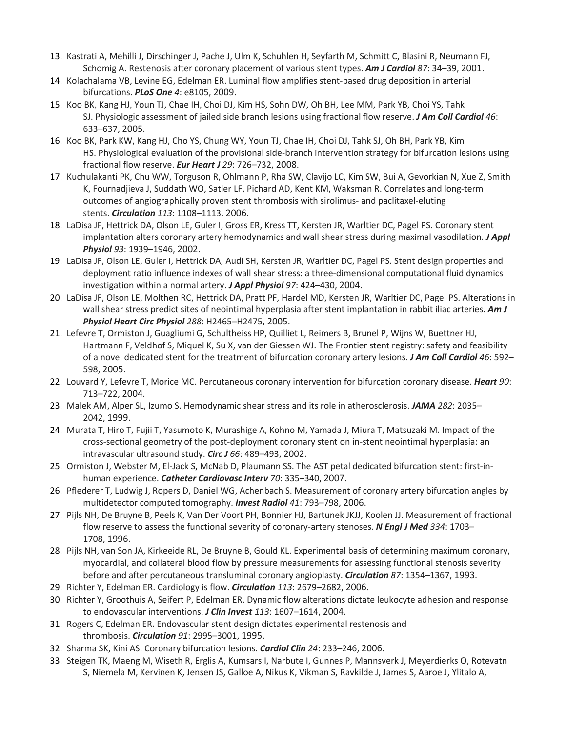13. Kastrati A, Mehilli J, Dirschinger J, Pache J, Ulm K, Schuhlen H, Seyfarth M, Schmitt C, Blasini R, Neumann FJ, Schomig A. Restenosis after coronary placement of various stent types. ***Am J Cardiol*** *87*: 34–39, 2001.
14. Kolachalama VB, Levine EG, Edelman ER. Luminal flow amplifies stent-based drug deposition in arterial bifurcations. ***PLoS One*** *4*: e8105, 2009.
15. Koo BK, Kang HJ, Youn TJ, Chae IH, Choi DJ, Kim HS, Sohn DW, Oh BH, Lee MM, Park YB, Choi YS, Tahk SJ. Physiologic assessment of jailed side branch lesions using fractional flow reserve. ***J Am Coll Cardiol*** *46*: 633–637, 2005.
16. Koo BK, Park KW, Kang HJ, Cho YS, Chung WY, Youn TJ, Chae IH, Choi DJ, Tahk SJ, Oh BH, Park YB, Kim HS. Physiological evaluation of the provisional side-branch intervention strategy for bifurcation lesions using fractional flow reserve. ***Eur Heart J*** *29*: 726–732, 2008.
17. Kuchulakanti PK, Chu WW, Torguson R, Ohlmann P, Rha SW, Clavijo LC, Kim SW, Bui A, Gevorkian N, Xue Z, Smith K, Fournadjieva J, Suddath WO, Satler LF, Pichard AD, Kent KM, Waksman R. Correlates and long-term outcomes of angiographically proven stent thrombosis with sirolimus- and paclitaxel-eluting stents. ***Circulation*** *113*: 1108–1113, 2006.
18. LaDisa JF, Hettrick DA, Olson LE, Guler I, Gross ER, Kress TT, Kersten JR, Warltier DC, Pagel PS. Coronary stent implantation alters coronary artery hemodynamics and wall shear stress during maximal vasodilation. ***J Appl Physiol*** *93*: 1939–1946, 2002.
19. LaDisa JF, Olson LE, Guler I, Hettrick DA, Audi SH, Kersten JR, Warltier DC, Pagel PS. Stent design properties and deployment ratio influence indexes of wall shear stress: a three-dimensional computational fluid dynamics investigation within a normal artery. ***J Appl Physiol*** *97*: 424–430, 2004.
20. LaDisa JF, Olson LE, Molthen RC, Hettrick DA, Pratt PF, Hardel MD, Kersten JR, Warltier DC, Pagel PS. Alterations in wall shear stress predict sites of neointimal hyperplasia after stent implantation in rabbit iliac arteries. ***Am J Physiol Heart Circ Physiol*** *288*: H2465–H2475, 2005.
21. Lefevre T, Ormiston J, Guagliumi G, Schultheiss HP, Quilliet L, Reimers B, Brunel P, Wijns W, Buettner HJ, Hartmann F, Veldhof S, Miquel K, Su X, van der Giessen WJ. The Frontier stent registry: safety and feasibility of a novel dedicated stent for the treatment of bifurcation coronary artery lesions. ***J Am Coll Cardiol*** *46*: 592–598, 2005.
22. Louvard Y, Lefevre T, Morice MC. Percutaneous coronary intervention for bifurcation coronary disease. ***Heart*** *90*: 713–722, 2004.
23. Malek AM, Alper SL, Izumo S. Hemodynamic shear stress and its role in atherosclerosis. ***JAMA*** *282*: 2035–2042, 1999.
24. Murata T, Hiro T, Fujii T, Yasumoto K, Murashige A, Kohno M, Yamada J, Miura T, Matsuzaki M. Impact of the cross-sectional geometry of the post-deployment coronary stent on in-stent neointimal hyperplasia: an intravascular ultrasound study. ***Circ J*** *66*: 489–493, 2002.
25. Ormiston J, Webster M, El-Jack S, McNab D, Plaumann SS. The AST petal dedicated bifurcation stent: first-in-human experience. ***Catheter Cardiovasc Interv*** *70*: 335–340, 2007.
26. Pflederer T, Ludwig J, Ropers D, Daniel WG, Achenbach S. Measurement of coronary artery bifurcation angles by multidetector computed tomography. ***Invest Radiol*** *41*: 793–798, 2006.
27. Pijls NH, De Bruyne B, Peels K, Van Der Voort PH, Bonnier HJ, Bartunek JKJJ, Koolen JJ. Measurement of fractional flow reserve to assess the functional severity of coronary-artery stenoses. ***N Engl J Med*** *334*: 1703–1708, 1996.
28. Pijls NH, van Son JA, Kirkeeide RL, De Bruyne B, Gould KL. Experimental basis of determining maximum coronary, myocardial, and collateral blood flow by pressure measurements for assessing functional stenosis severity before and after percutaneous transluminal coronary angioplasty. ***Circulation*** *87*: 1354–1367, 1993.
29. Richter Y, Edelman ER. Cardiology is flow. ***Circulation*** *113*: 2679–2682, 2006.
30. Richter Y, Groothuis A, Seifert P, Edelman ER. Dynamic flow alterations dictate leukocyte adhesion and response to endovascular interventions. ***J Clin Invest*** *113*: 1607–1614, 2004.
31. Rogers C, Edelman ER. Endovascular stent design dictates experimental restenosis and thrombosis. ***Circulation*** *91*: 2995–3001, 1995.
32. Sharma SK, Kini AS. Coronary bifurcation lesions. ***Cardiol Clin*** *24*: 233–246, 2006.
33. Steigen TK, Maeng M, Wiseth R, Erglis A, Kumsars I, Narbute I, Gunnes P, Mannsverk J, Meyerdierks O, Rotevatn S, Niemela M, Kervinen K, Jensen JS, Galloe A, Nikus K, Vikman S, Ravkilde J, James S, Aaroe J, Ylitalo A,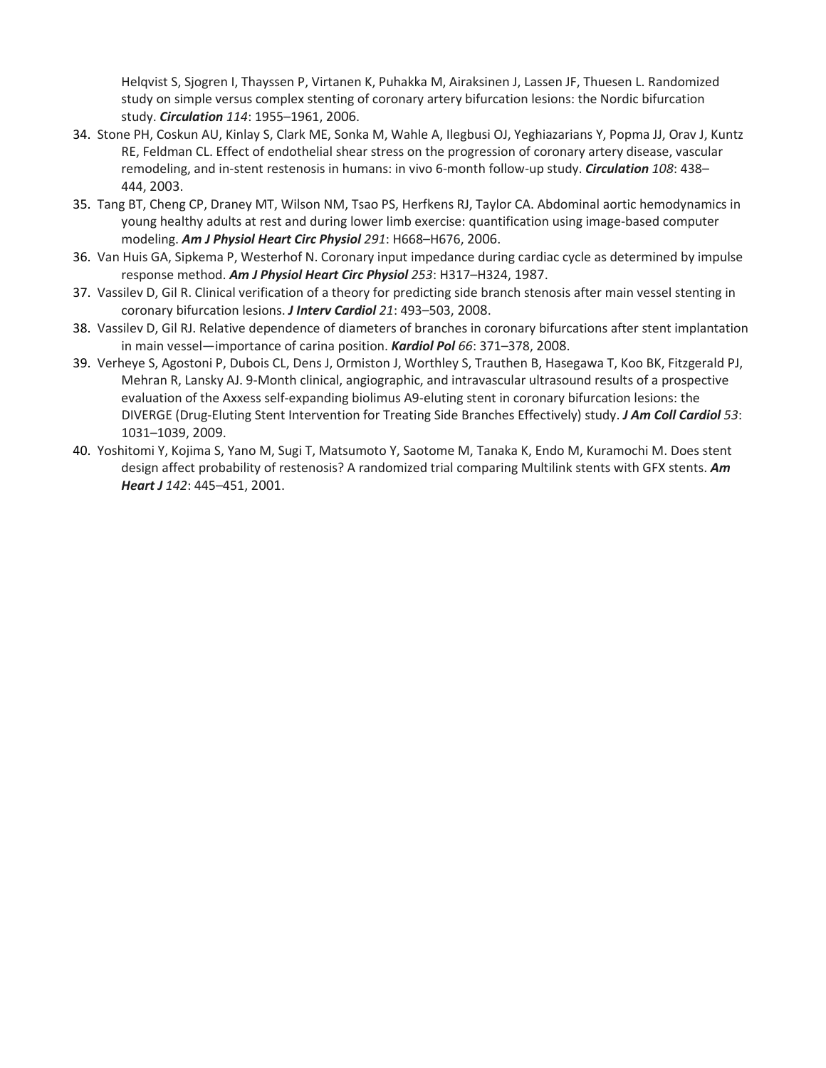Helqvist S, Sjogren I, Thayssen P, Virtanen K, Puhakka M, Airaksinen J, Lassen JF, Thuesen L. Randomized study on simple versus complex stenting of coronary artery bifurcation lesions: the Nordic bifurcation study. ***Circulation*** *114*: 1955–1961, 2006.

34. Stone PH, Coskun AU, Kinlay S, Clark ME, Sonka M, Wahle A, Ilegbusi OJ, Yeghiazarians Y, Popma JJ, Orav J, Kuntz RE, Feldman CL. Effect of endothelial shear stress on the progression of coronary artery disease, vascular remodeling, and in-stent restenosis in humans: in vivo 6-month follow-up study. ***Circulation*** *108*: 438–444, 2003.
35. Tang BT, Cheng CP, Draney MT, Wilson NM, Tsao PS, Herfkens RJ, Taylor CA. Abdominal aortic hemodynamics in young healthy adults at rest and during lower limb exercise: quantification using image-based computer modeling. ***Am J Physiol Heart Circ Physiol*** *291*: H668–H676, 2006.
36. Van Huis GA, Sipkema P, Westerhof N. Coronary input impedance during cardiac cycle as determined by impulse response method. ***Am J Physiol Heart Circ Physiol*** *253*: H317–H324, 1987.
37. Vassilev D, Gil R. Clinical verification of a theory for predicting side branch stenosis after main vessel stenting in coronary bifurcation lesions. ***J Interv Cardiol*** *21*: 493–503, 2008.
38. Vassilev D, Gil RJ. Relative dependence of diameters of branches in coronary bifurcations after stent implantation in main vessel—importance of carina position. ***Kardiol Pol*** *66*: 371–378, 2008.
39. Verheye S, Agostoni P, Dubois CL, Dens J, Ormiston J, Worthley S, Trauthen B, Hasegawa T, Koo BK, Fitzgerald PJ, Mehran R, Lansky AJ. 9-Month clinical, angiographic, and intravascular ultrasound results of a prospective evaluation of the Axxess self-expanding biolimus A9-eluting stent in coronary bifurcation lesions: the DIVERGE (Drug-Eluting Stent Intervention for Treating Side Branches Effectively) study. ***J Am Coll Cardiol*** *53*: 1031–1039, 2009.
40. Yoshitomi Y, Kojima S, Yano M, Sugi T, Matsumoto Y, Saotome M, Tanaka K, Endo M, Kuramochi M. Does stent design affect probability of restenosis? A randomized trial comparing Multilink stents with GFX stents. ***Am Heart J*** *142*: 445–451, 2001.